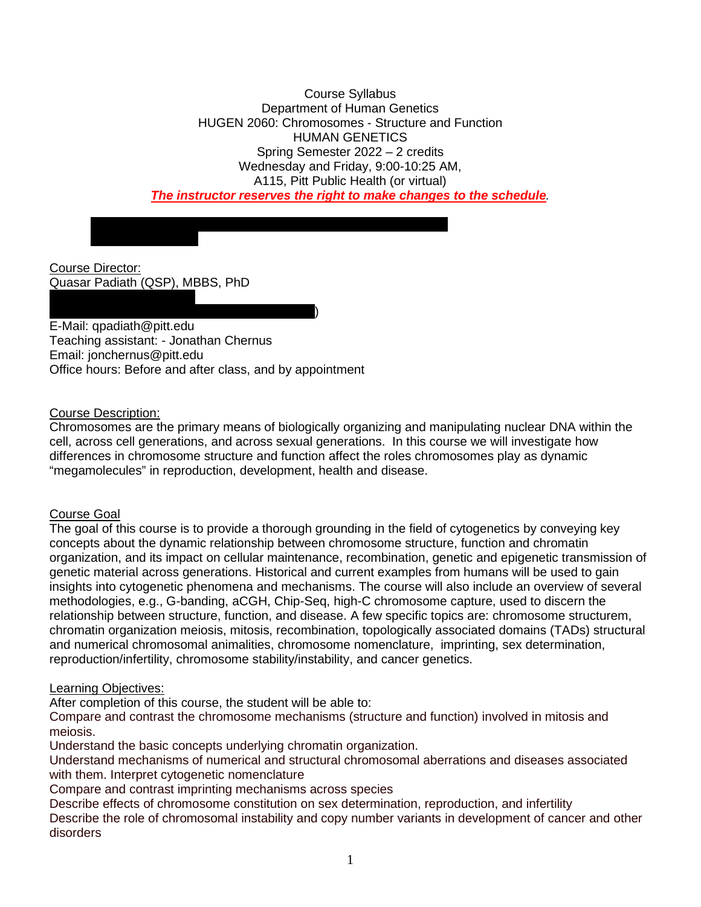Course Syllabus
Department of Human Genetics
HUGEN 2060: Chromosomes - Structure and Function
HUMAN GENETICS
Spring Semester 2022 – 2 credits
Wednesday and Friday, 9:00-10:25 AM,
A115, Pitt Public Health (or virtual)
***The instructor reserves the right to make changes to the schedule*.**

Course Director:
Quasar Padiath (QSP), MBBS, PhD
)
E-Mail: qpadiath@pitt.edu
Teaching assistant: - Jonathan Chernus
Email: jonchernus@pitt.edu
Office hours: Before and after class, and by appointment

Course Description:
Chromosomes are the primary means of biologically organizing and manipulating nuclear DNA within the cell, across cell generations, and across sexual generations. In this course we will investigate how differences in chromosome structure and function affect the roles chromosomes play as dynamic "megamolecules" in reproduction, development, health and disease.

Course Goal
The goal of this course is to provide a thorough grounding in the field of cytogenetics by conveying key concepts about the dynamic relationship between chromosome structure, function and chromatin organization, and its impact on cellular maintenance, recombination, genetic and epigenetic transmission of genetic material across generations. Historical and current examples from humans will be used to gain insights into cytogenetic phenomena and mechanisms. The course will also include an overview of several methodologies, e.g., G-banding, aCGH, Chip-Seq, high-C chromosome capture, used to discern the relationship between structure, function, and disease. A few specific topics are: chromosome structurem, chromatin organization meiosis, mitosis, recombination, topologically associated domains (TADs) structural and numerical chromosomal animalities, chromosome nomenclature, imprinting, sex determination, reproduction/infertility, chromosome stability/instability, and cancer genetics.

Learning Objectives:
After completion of this course, the student will be able to:
Compare and contrast the chromosome mechanisms (structure and function) involved in mitosis and meiosis.
Understand the basic concepts underlying chromatin organization.
Understand mechanisms of numerical and structural chromosomal aberrations and diseases associated with them. Interpret cytogenetic nomenclature
Compare and contrast imprinting mechanisms across species
Describe effects of chromosome constitution on sex determination, reproduction, and infertility
Describe the role of chromosomal instability and copy number variants in development of cancer and other disorders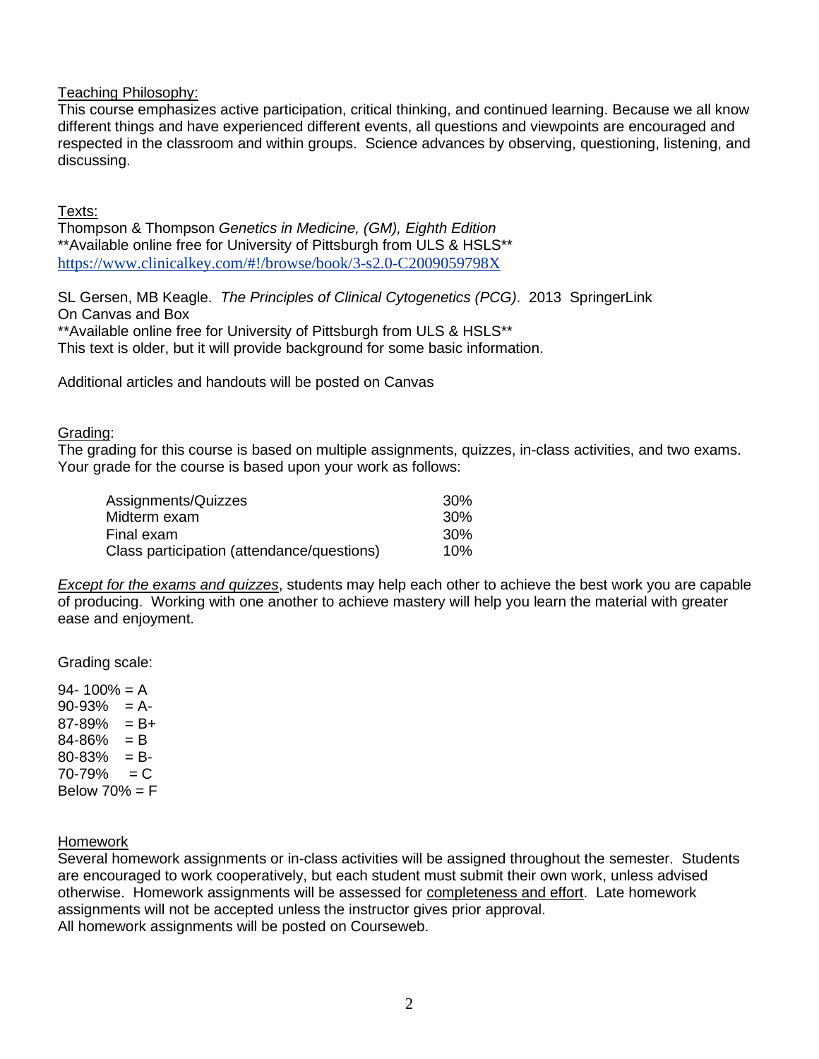## Teaching Philosophy:

This course emphasizes active participation, critical thinking, and continued learning. Because we all know different things and have experienced different events, all questions and viewpoints are encouraged and respected in the classroom and within groups. Science advances by observing, questioning, listening, and discussing.

## Texts:

Thompson & Thompson *Genetics in Medicine, (GM), Eighth Edition*
**Available online free for University of Pittsburgh from ULS & HSLS**
https://www.clinicalkey.com/#!/browse/book/3-s2.0-C2009059798X

SL Gersen, MB Keagle. *The Principles of Clinical Cytogenetics (PCG)*. 2013 SpringerLink
On Canvas and Box
**Available online free for University of Pittsburgh from ULS & HSLS**
This text is older, but it will provide background for some basic information.

Additional articles and handouts will be posted on Canvas

## Grading:

The grading for this course is based on multiple assignments, quizzes, in-class activities, and two exams. Your grade for the course is based upon your work as follows:

| | |
|---|---|
| Assignments/Quizzes | 30% |
| Midterm exam | 30% |
| Final exam | 30% |
| Class participation (attendance/questions) | 10% |

*Except for the exams and quizzes*, students may help each other to achieve the best work you are capable of producing. Working with one another to achieve mastery will help you learn the material with greater ease and enjoyment.

Grading scale:

94- 100% = A
90-93% = A-
87-89% = B+
84-86% = B
80-83% = B-
70-79% = C
Below 70% = F

## Homework

Several homework assignments or in-class activities will be assigned throughout the semester. Students are encouraged to work cooperatively, but each student must submit their own work, unless advised otherwise. Homework assignments will be assessed for completeness and effort. Late homework assignments will not be accepted unless the instructor gives prior approval.
All homework assignments will be posted on Courseweb.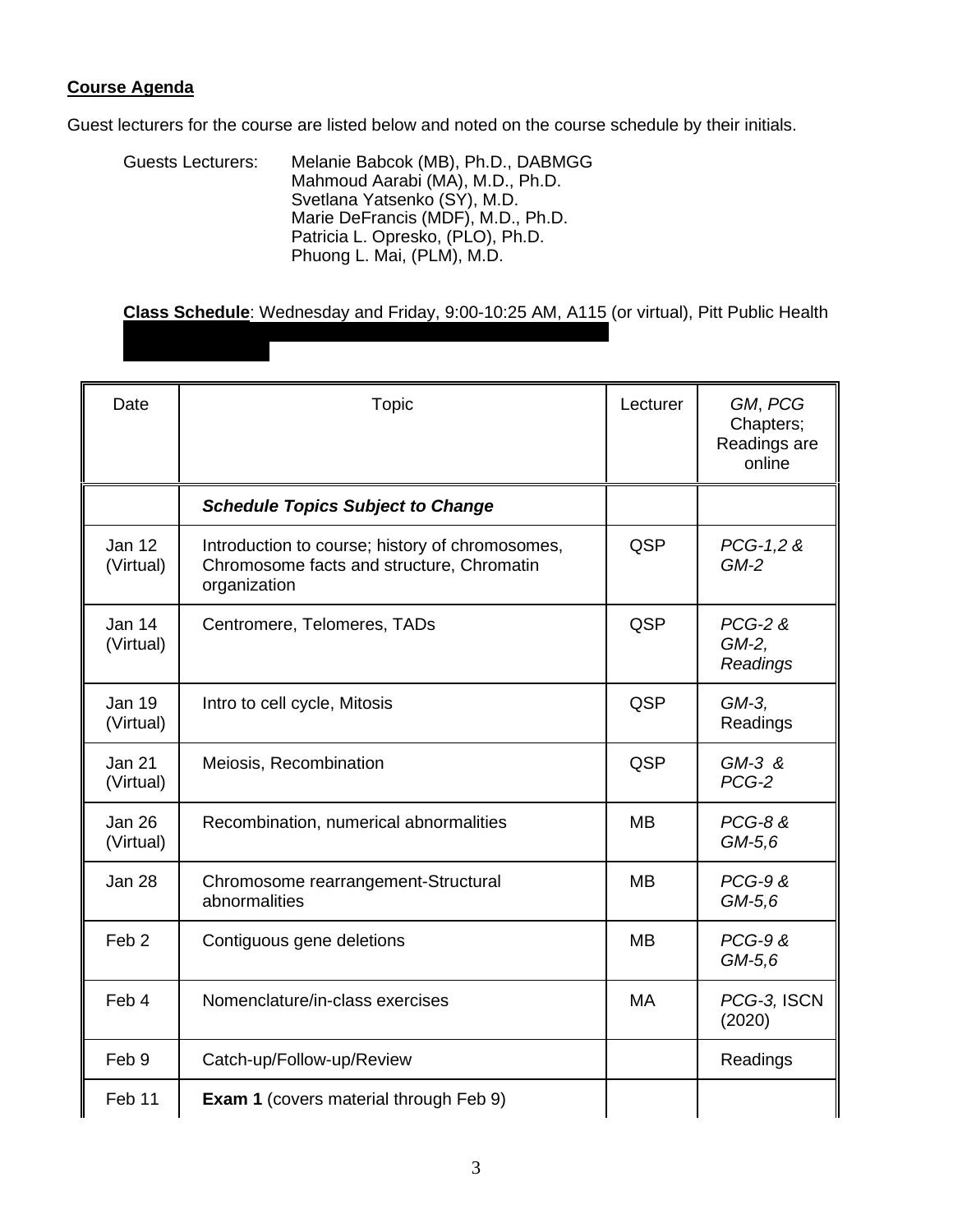**Course Agenda**

Guest lecturers for the course are listed below and noted on the course schedule by their initials.

Guests Lecturers: Melanie Babcok (MB), Ph.D., DABMGG
Mahmoud Aarabi (MA), M.D., Ph.D.
Svetlana Yatsenko (SY), M.D.
Marie DeFrancis (MDF), M.D., Ph.D.
Patricia L. Opresko, (PLO), Ph.D.
Phuong L. Mai, (PLM), M.D.

**Class Schedule**: Wednesday and Friday, 9:00-10:25 AM, A115 (or virtual), Pitt Public Health

| Date | Topic | Lecturer | *GM*, *PCG* Chapters; Readings are online |
|---|---|---|---|
| | ***Schedule Topics Subject to Change*** | | |
| Jan 12 (Virtual) | Introduction to course; history of chromosomes, Chromosome facts and structure, Chromatin organization | QSP | *PCG-1,2 & GM-2* |
| Jan 14 (Virtual) | Centromere, Telomeres, TADs | QSP | *PCG-2 & GM-2, Readings* |
| Jan 19 (Virtual) | Intro to cell cycle, Mitosis | QSP | *GM-3,* Readings |
| Jan 21 (Virtual) | Meiosis, Recombination | QSP | *GM-3 & PCG-2* |
| Jan 26 (Virtual) | Recombination, numerical abnormalities | MB | *PCG-8 & GM-5,6* |
| Jan 28 | Chromosome rearrangement-Structural abnormalities | MB | *PCG-9 & GM-5,6* |
| Feb 2 | Contiguous gene deletions | MB | *PCG-9 & GM-5,6* |
| Feb 4 | Nomenclature/in-class exercises | MA | *PCG-3,* ISCN (2020) |
| Feb 9 | Catch-up/Follow-up/Review | | Readings |
| Feb 11 | **Exam 1** (covers material through Feb 9) | | |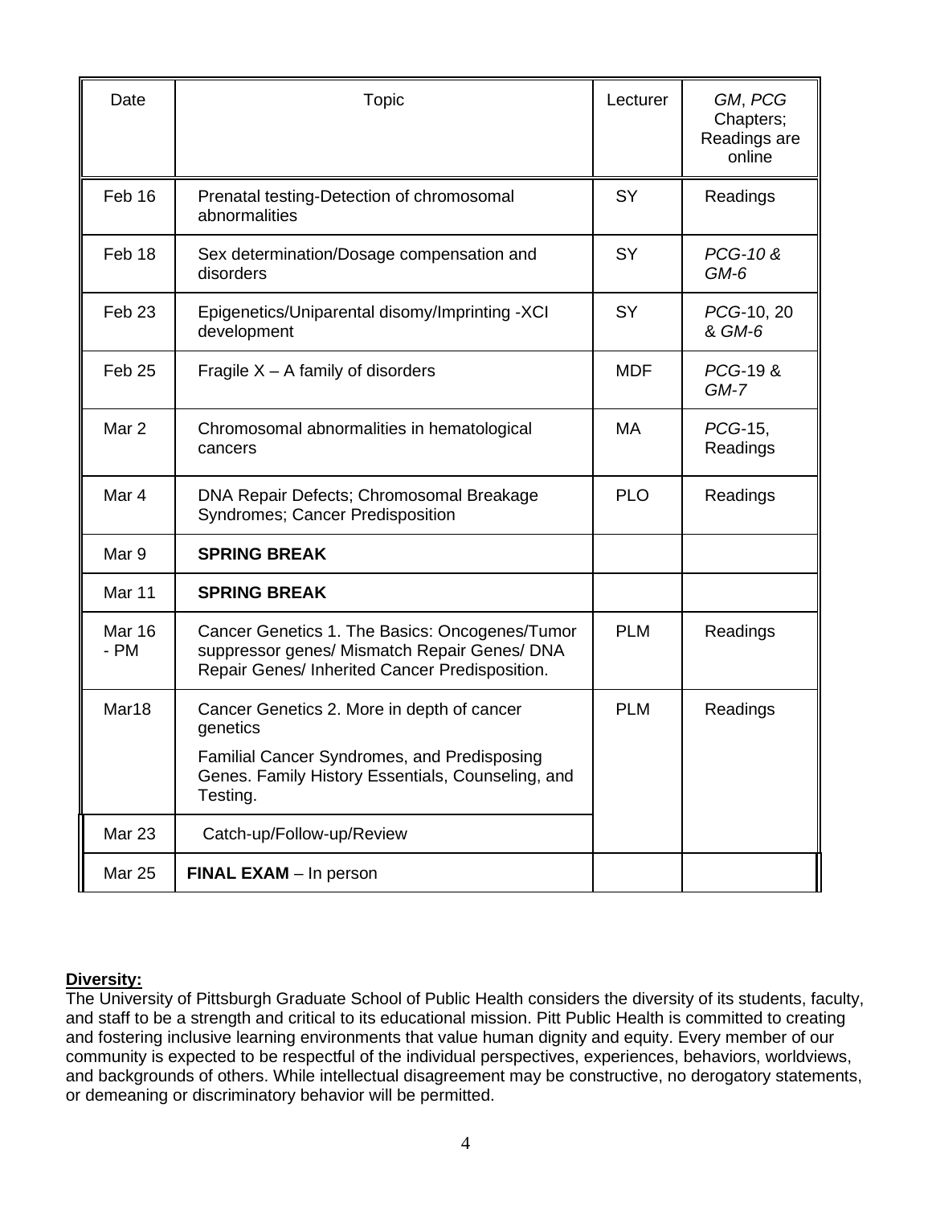| Date | Topic | Lecturer | *GM*, *PCG* Chapters; Readings are online |
|---|---|---|---|
| Feb 16 | Prenatal testing-Detection of chromosomal abnormalities | SY | Readings |
| Feb 18 | Sex determination/Dosage compensation and disorders | SY | *PCG-10 & GM-6* |
| Feb 23 | Epigenetics/Uniparental disomy/Imprinting -XCI development | SY | *PCG*-10, 20 & *GM-6* |
| Feb 25 | Fragile X – A family of disorders | MDF | *PCG*-19 & *GM-7* |
| Mar 2 | Chromosomal abnormalities in hematological cancers | MA | *PCG*-15, Readings |
| Mar 4 | DNA Repair Defects; Chromosomal Breakage Syndromes; Cancer Predisposition | PLO | Readings |
| Mar 9 | **SPRING BREAK** | | |
| Mar 11 | **SPRING BREAK** | | |
| Mar 16 - PM | Cancer Genetics 1. The Basics: Oncogenes/Tumor suppressor genes/ Mismatch Repair Genes/ DNA Repair Genes/ Inherited Cancer Predisposition. | PLM | Readings |
| Mar18 | Cancer Genetics 2. More in depth of cancer genetics<br>Familial Cancer Syndromes, and Predisposing Genes. Family History Essentials, Counseling, and Testing. | PLM | Readings |
| Mar 23 | Catch-up/Follow-up/Review | | |
| Mar 25 | **FINAL EXAM** – In person | | |

**Diversity:**

The University of Pittsburgh Graduate School of Public Health considers the diversity of its students, faculty, and staff to be a strength and critical to its educational mission. Pitt Public Health is committed to creating and fostering inclusive learning environments that value human dignity and equity. Every member of our community is expected to be respectful of the individual perspectives, experiences, behaviors, worldviews, and backgrounds of others. While intellectual disagreement may be constructive, no derogatory statements, or demeaning or discriminatory behavior will be permitted.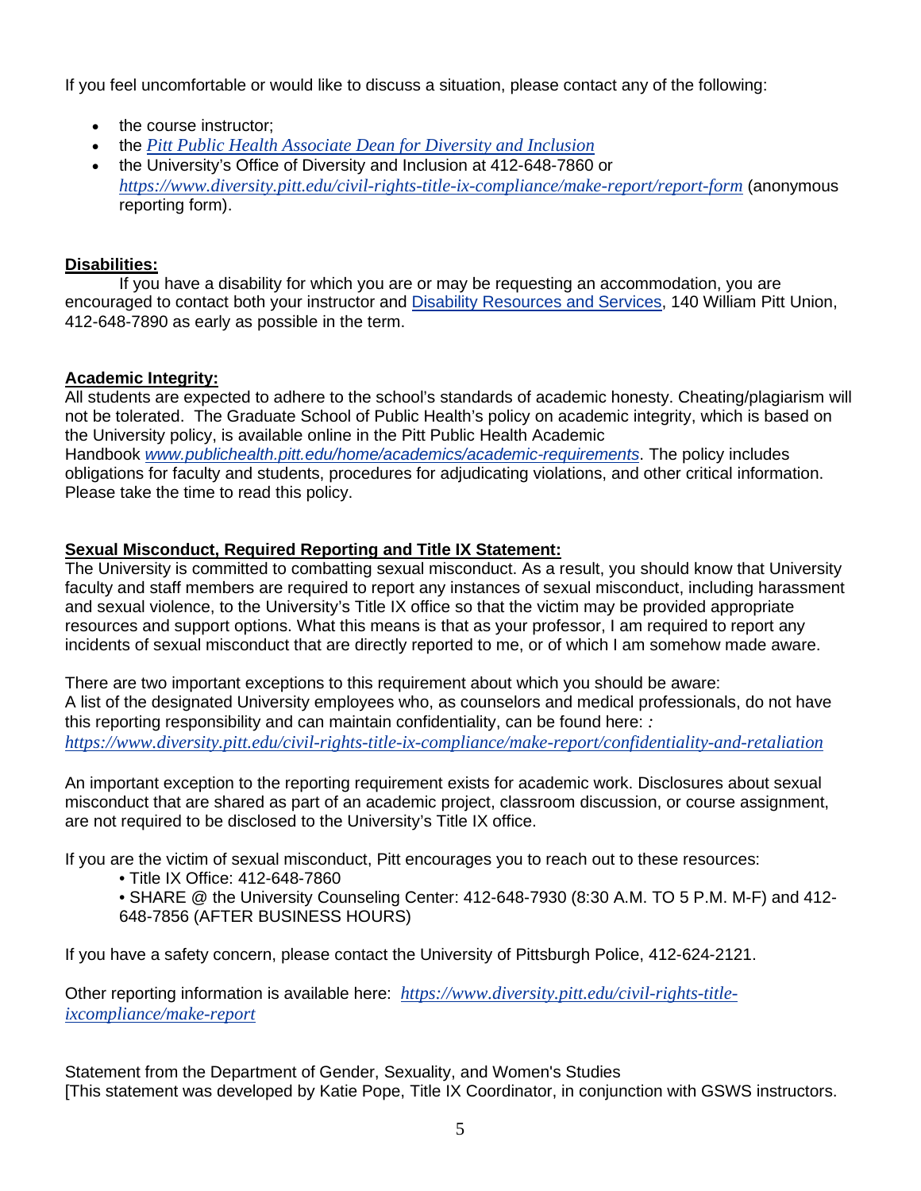If you feel uncomfortable or would like to discuss a situation, please contact any of the following:

- the course instructor;
- the *Pitt Public Health Associate Dean for Diversity and Inclusion*
- the University's Office of Diversity and Inclusion at 412-648-7860 or *https://www.diversity.pitt.edu/civil-rights-title-ix-compliance/make-report/report-form* (anonymous reporting form).

**Disabilities:**

If you have a disability for which you are or may be requesting an accommodation, you are encouraged to contact both your instructor and Disability Resources and Services, 140 William Pitt Union, 412-648-7890 as early as possible in the term.

**Academic Integrity:**

All students are expected to adhere to the school's standards of academic honesty. Cheating/plagiarism will not be tolerated. The Graduate School of Public Health's policy on academic integrity, which is based on the University policy, is available online in the Pitt Public Health Academic Handbook *www.publichealth.pitt.edu/home/academics/academic-requirements*. The policy includes obligations for faculty and students, procedures for adjudicating violations, and other critical information. Please take the time to read this policy.

**Sexual Misconduct, Required Reporting and Title IX Statement:**

The University is committed to combatting sexual misconduct. As a result, you should know that University faculty and staff members are required to report any instances of sexual misconduct, including harassment and sexual violence, to the University's Title IX office so that the victim may be provided appropriate resources and support options. What this means is that as your professor, I am required to report any incidents of sexual misconduct that are directly reported to me, or of which I am somehow made aware.

There are two important exceptions to this requirement about which you should be aware:
A list of the designated University employees who, as counselors and medical professionals, do not have this reporting responsibility and can maintain confidentiality, can be found here: *:*
*https://www.diversity.pitt.edu/civil-rights-title-ix-compliance/make-report/confidentiality-and-retaliation*

An important exception to the reporting requirement exists for academic work. Disclosures about sexual misconduct that are shared as part of an academic project, classroom discussion, or course assignment, are not required to be disclosed to the University's Title IX office.

If you are the victim of sexual misconduct, Pitt encourages you to reach out to these resources:

- Title IX Office: 412-648-7860
- SHARE @ the University Counseling Center: 412-648-7930 (8:30 A.M. TO 5 P.M. M-F) and 412-648-7856 (AFTER BUSINESS HOURS)

If you have a safety concern, please contact the University of Pittsburgh Police, 412-624-2121.

Other reporting information is available here: *https://www.diversity.pitt.edu/civil-rights-title-ixcompliance/make-report*

Statement from the Department of Gender, Sexuality, and Women's Studies
[This statement was developed by Katie Pope, Title IX Coordinator, in conjunction with GSWS instructors.